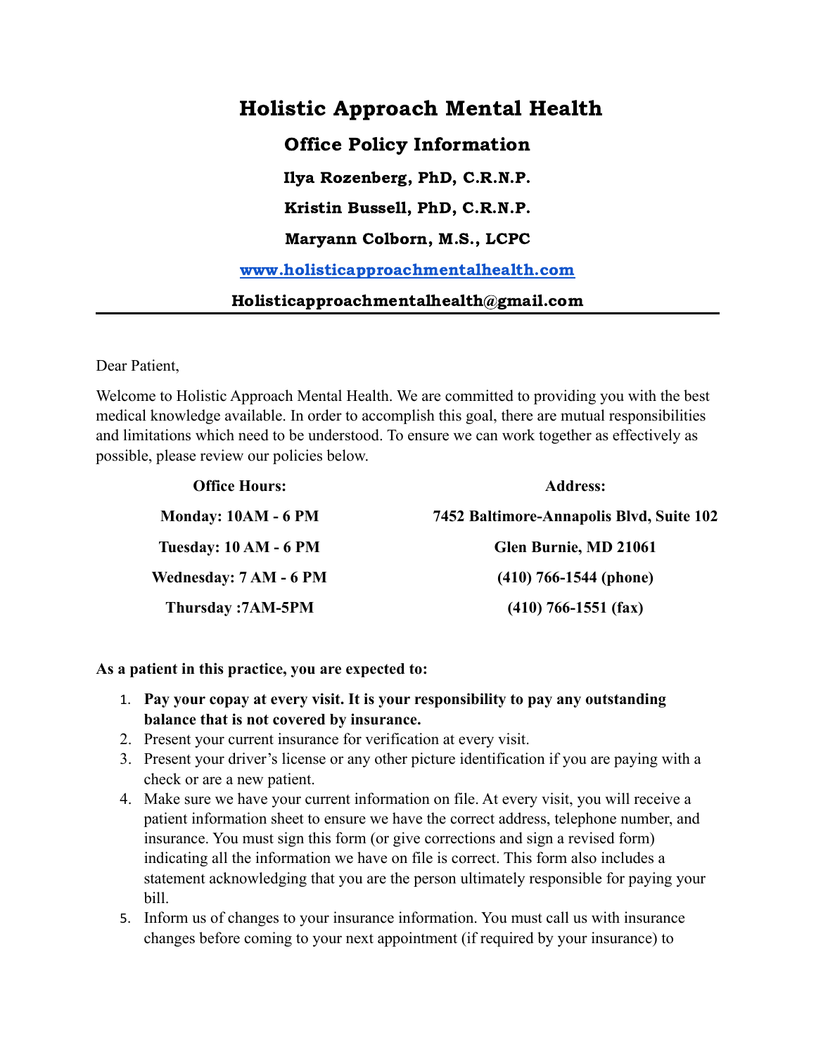# Holistic Approach Mental Health

## Office Policy Information

### Ilya Rozenberg, PhD, C.R.N.P.

### Kristin Bussell, PhD, C.R.N.P.

### Maryann Colborn, M.S., LCPC

**[www.holisticapproachmentalhealth.com](http://www.holisticapproachmentalhealth.com)**

**Holisticapproachmentalhealth@gmail.com**

---

Dear Patient,

Welcome to Holistic Approach Mental Health. We are committed to providing you with the best medical knowledge available. In order to accomplish this goal, there are mutual responsibilities and limitations which need to be understood. To ensure we can work together as effectively as possible, please review our policies below.

| Office Hours: | Address: |
| --- | --- |
| Monday: 10AM - 6 PM | 7452 Baltimore-Annapolis Blvd, Suite 102 |
| Tuesday: 10 AM - 6 PM | Glen Burnie, MD 21061 |
| Wednesday: 7 AM - 6 PM | (410) 766-1544 (phone) |
| Thursday :7AM-5PM | (410) 766-1551 (fax) |

**As a patient in this practice, you are expected to:**

1. **Pay your copay at every visit. It is your responsibility to pay any outstanding balance that is not covered by insurance.**
2. Present your current insurance for verification at every visit.
3. Present your driver's license or any other picture identification if you are paying with a check or are a new patient.
4. Make sure we have your current information on file. At every visit, you will receive a patient information sheet to ensure we have the correct address, telephone number, and insurance. You must sign this form (or give corrections and sign a revised form) indicating all the information we have on file is correct. This form also includes a statement acknowledging that you are the person ultimately responsible for paying your bill.
5. Inform us of changes to your insurance information. You must call us with insurance changes before coming to your next appointment (if required by your insurance) to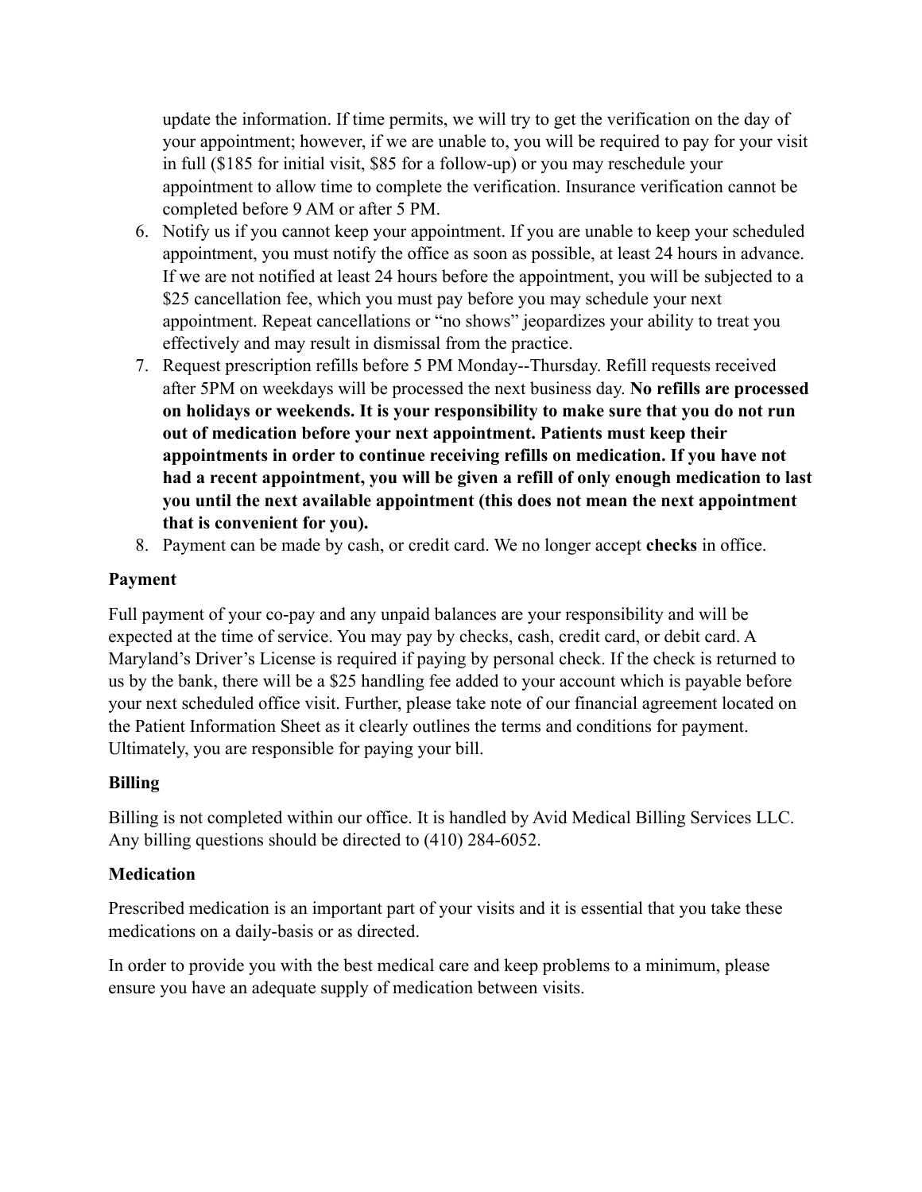update the information. If time permits, we will try to get the verification on the day of your appointment; however, if we are unable to, you will be required to pay for your visit in full ($185 for initial visit, $85 for a follow-up) or you may reschedule your appointment to allow time to complete the verification. Insurance verification cannot be completed before 9 AM or after 5 PM.

6. Notify us if you cannot keep your appointment. If you are unable to keep your scheduled appointment, you must notify the office as soon as possible, at least 24 hours in advance. If we are not notified at least 24 hours before the appointment, you will be subjected to a $25 cancellation fee, which you must pay before you may schedule your next appointment. Repeat cancellations or "no shows" jeopardizes your ability to treat you effectively and may result in dismissal from the practice.
7. Request prescription refills before 5 PM Monday--Thursday. Refill requests received after 5PM on weekdays will be processed the next business day. **No refills are processed on holidays or weekends. It is your responsibility to make sure that you do not run out of medication before your next appointment. Patients must keep their appointments in order to continue receiving refills on medication. If you have not had a recent appointment, you will be given a refill of only enough medication to last you until the next available appointment (this does not mean the next appointment that is convenient for you).**
8. Payment can be made by cash, or credit card. We no longer accept **checks** in office.

**Payment**

Full payment of your co-pay and any unpaid balances are your responsibility and will be expected at the time of service. You may pay by checks, cash, credit card, or debit card. A Maryland's Driver's License is required if paying by personal check. If the check is returned to us by the bank, there will be a $25 handling fee added to your account which is payable before your next scheduled office visit. Further, please take note of our financial agreement located on the Patient Information Sheet as it clearly outlines the terms and conditions for payment. Ultimately, you are responsible for paying your bill.

**Billing**

Billing is not completed within our office. It is handled by Avid Medical Billing Services LLC. Any billing questions should be directed to (410) 284-6052.

**Medication**

Prescribed medication is an important part of your visits and it is essential that you take these medications on a daily-basis or as directed.

In order to provide you with the best medical care and keep problems to a minimum, please ensure you have an adequate supply of medication between visits.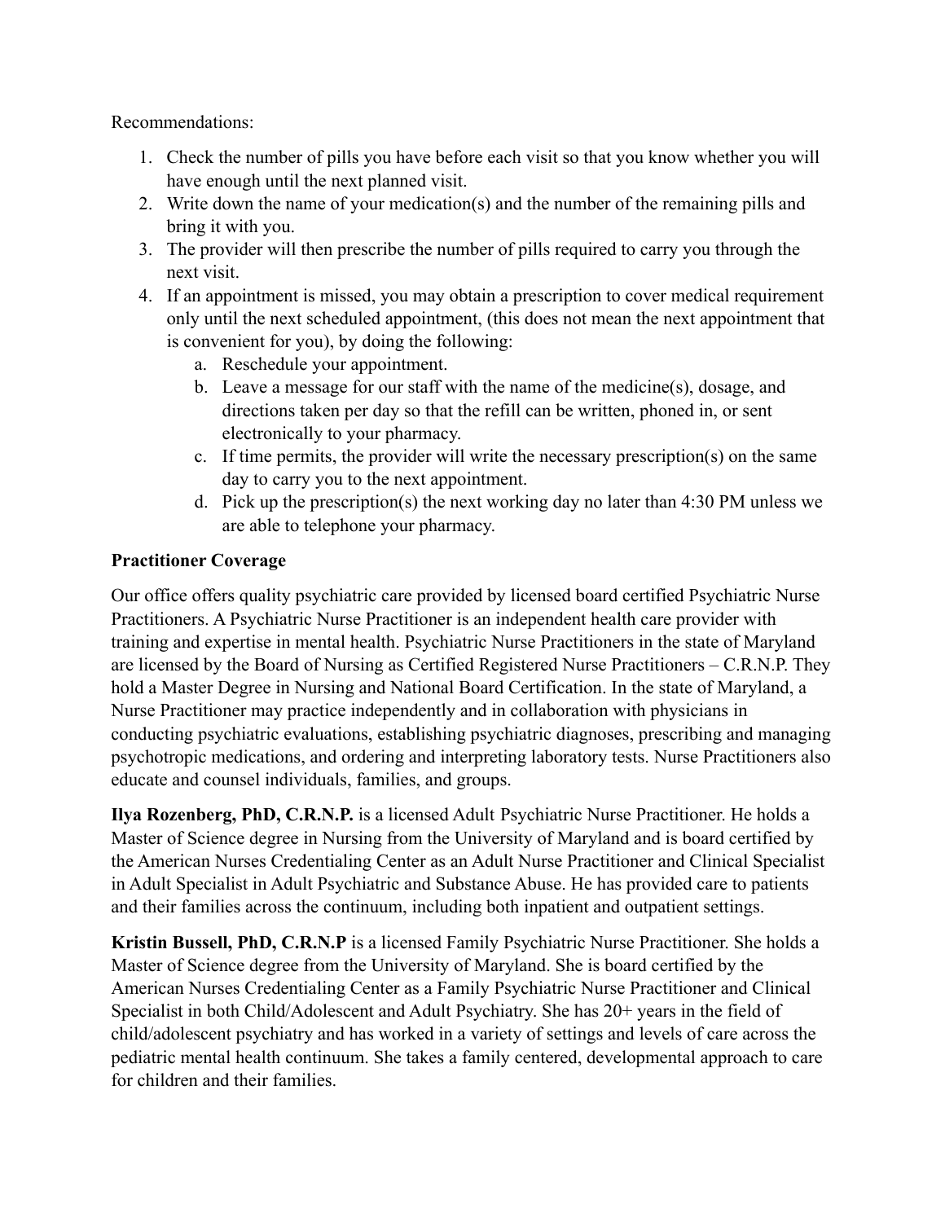Recommendations:

1. Check the number of pills you have before each visit so that you know whether you will have enough until the next planned visit.
2. Write down the name of your medication(s) and the number of the remaining pills and bring it with you.
3. The provider will then prescribe the number of pills required to carry you through the next visit.
4. If an appointment is missed, you may obtain a prescription to cover medical requirement only until the next scheduled appointment, (this does not mean the next appointment that is convenient for you), by doing the following:
   a. Reschedule your appointment.
   b. Leave a message for our staff with the name of the medicine(s), dosage, and directions taken per day so that the refill can be written, phoned in, or sent electronically to your pharmacy.
   c. If time permits, the provider will write the necessary prescription(s) on the same day to carry you to the next appointment.
   d. Pick up the prescription(s) the next working day no later than 4:30 PM unless we are able to telephone your pharmacy.

**Practitioner Coverage**

Our office offers quality psychiatric care provided by licensed board certified Psychiatric Nurse Practitioners. A Psychiatric Nurse Practitioner is an independent health care provider with training and expertise in mental health. Psychiatric Nurse Practitioners in the state of Maryland are licensed by the Board of Nursing as Certified Registered Nurse Practitioners – C.R.N.P. They hold a Master Degree in Nursing and National Board Certification. In the state of Maryland, a Nurse Practitioner may practice independently and in collaboration with physicians in conducting psychiatric evaluations, establishing psychiatric diagnoses, prescribing and managing psychotropic medications, and ordering and interpreting laboratory tests. Nurse Practitioners also educate and counsel individuals, families, and groups.

**Ilya Rozenberg, PhD, C.R.N.P.** is a licensed Adult Psychiatric Nurse Practitioner. He holds a Master of Science degree in Nursing from the University of Maryland and is board certified by the American Nurses Credentialing Center as an Adult Nurse Practitioner and Clinical Specialist in Adult Specialist in Adult Psychiatric and Substance Abuse. He has provided care to patients and their families across the continuum, including both inpatient and outpatient settings.

**Kristin Bussell, PhD, C.R.N.P** is a licensed Family Psychiatric Nurse Practitioner. She holds a Master of Science degree from the University of Maryland. She is board certified by the American Nurses Credentialing Center as a Family Psychiatric Nurse Practitioner and Clinical Specialist in both Child/Adolescent and Adult Psychiatry. She has 20+ years in the field of child/adolescent psychiatry and has worked in a variety of settings and levels of care across the pediatric mental health continuum. She takes a family centered, developmental approach to care for children and their families.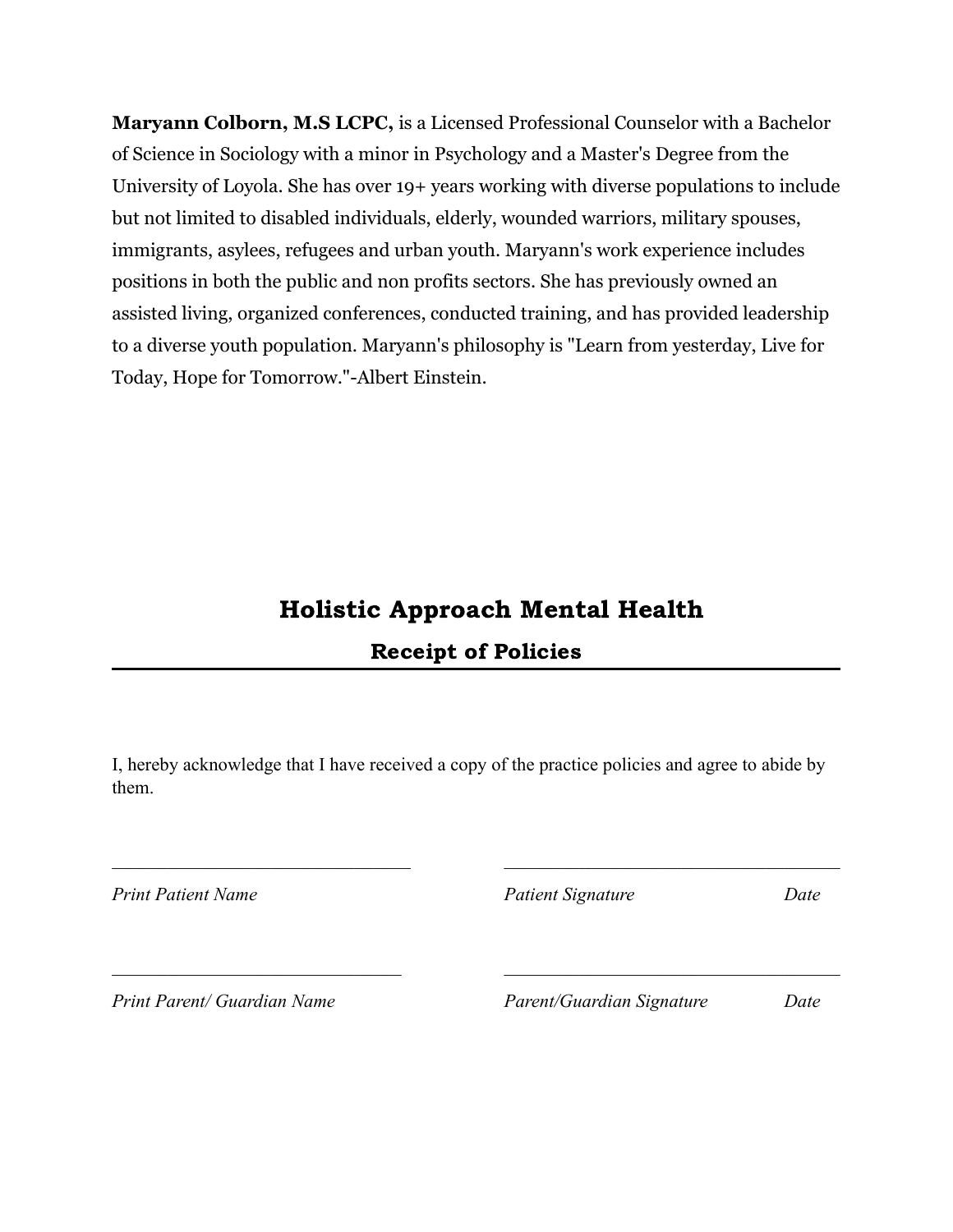**Maryann Colborn, M.S LCPC,** is a Licensed Professional Counselor with a Bachelor of Science in Sociology with a minor in Psychology and a Master's Degree from the University of Loyola. She has over 19+ years working with diverse populations to include but not limited to disabled individuals, elderly, wounded warriors, military spouses, immigrants, asylees, refugees and urban youth. Maryann's work experience includes positions in both the public and non profits sectors. She has previously owned an assisted living, organized conferences, conducted training, and has provided leadership to a diverse youth population. Maryann's philosophy is "Learn from yesterday, Live for Today, Hope for Tomorrow."-Albert Einstein.

# Holistic Approach Mental Health

## Receipt of Policies

I, hereby acknowledge that I have received a copy of the practice policies and agree to abide by them.

________________________________ ________________________________

*Print Patient Name* *Patient Signature* *Date*

________________________________ ________________________________

*Print Parent/ Guardian Name* *Parent/Guardian Signature* *Date*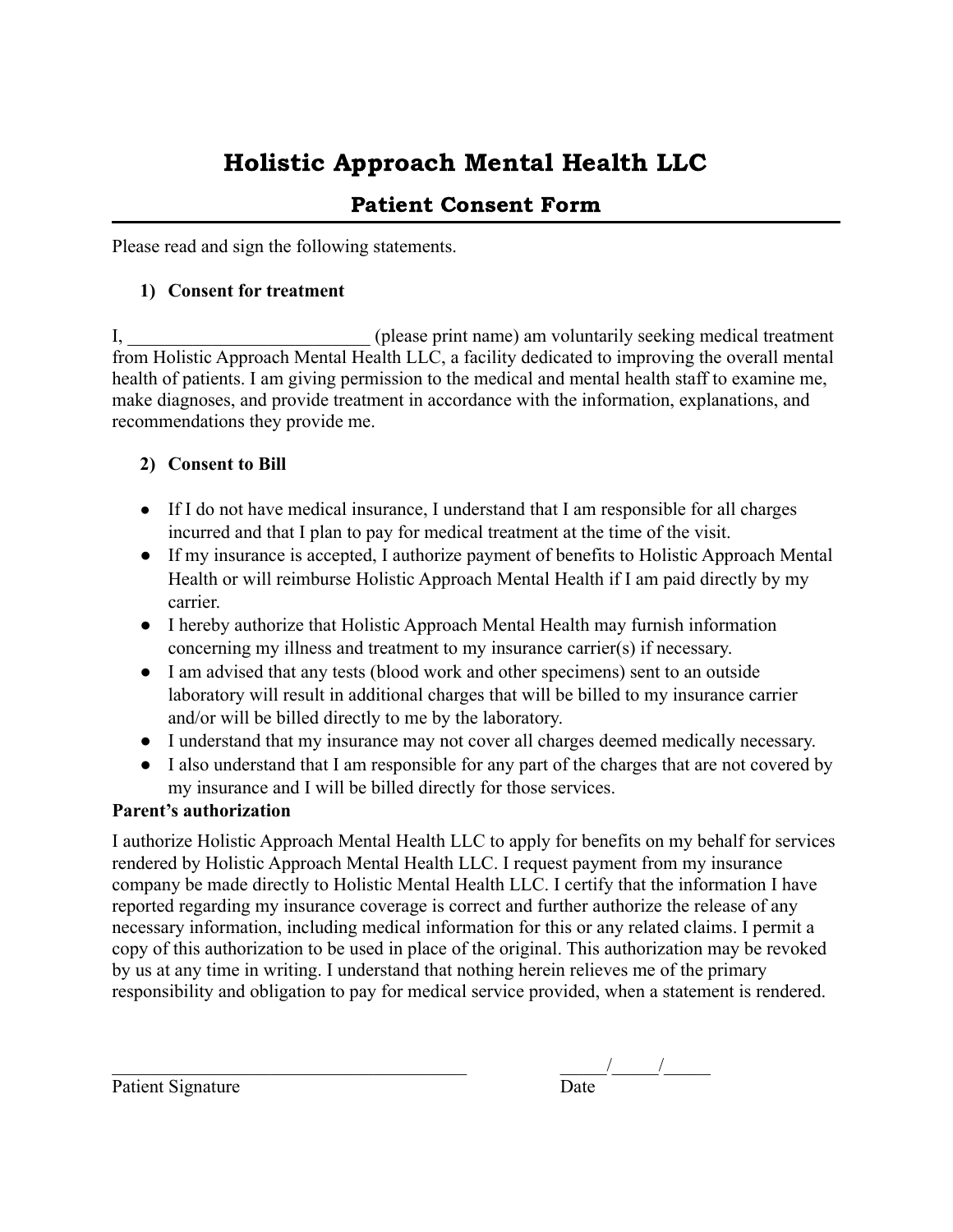# Holistic Approach Mental Health LLC

## Patient Consent Form

Please read and sign the following statements.

1) **Consent for treatment**

I, ___________________________ (please print name) am voluntarily seeking medical treatment from Holistic Approach Mental Health LLC, a facility dedicated to improving the overall mental health of patients. I am giving permission to the medical and mental health staff to examine me, make diagnoses, and provide treatment in accordance with the information, explanations, and recommendations they provide me.

2) **Consent to Bill**

- If I do not have medical insurance, I understand that I am responsible for all charges incurred and that I plan to pay for medical treatment at the time of the visit.
- If my insurance is accepted, I authorize payment of benefits to Holistic Approach Mental Health or will reimburse Holistic Approach Mental Health if I am paid directly by my carrier.
- I hereby authorize that Holistic Approach Mental Health may furnish information concerning my illness and treatment to my insurance carrier(s) if necessary.
- I am advised that any tests (blood work and other specimens) sent to an outside laboratory will result in additional charges that will be billed to my insurance carrier and/or will be billed directly to me by the laboratory.
- I understand that my insurance may not cover all charges deemed medically necessary.
- I also understand that I am responsible for any part of the charges that are not covered by my insurance and I will be billed directly for those services.

**Parent's authorization**

I authorize Holistic Approach Mental Health LLC to apply for benefits on my behalf for services rendered by Holistic Approach Mental Health LLC. I request payment from my insurance company be made directly to Holistic Mental Health LLC. I certify that the information I have reported regarding my insurance coverage is correct and further authorize the release of any necessary information, including medical information for this or any related claims. I permit a copy of this authorization to be used in place of the original. This authorization may be revoked by us at any time in writing. I understand that nothing herein relieves me of the primary responsibility and obligation to pay for medical service provided, when a statement is rendered.

________________________________________ _____/_____/_____

Patient Signature Date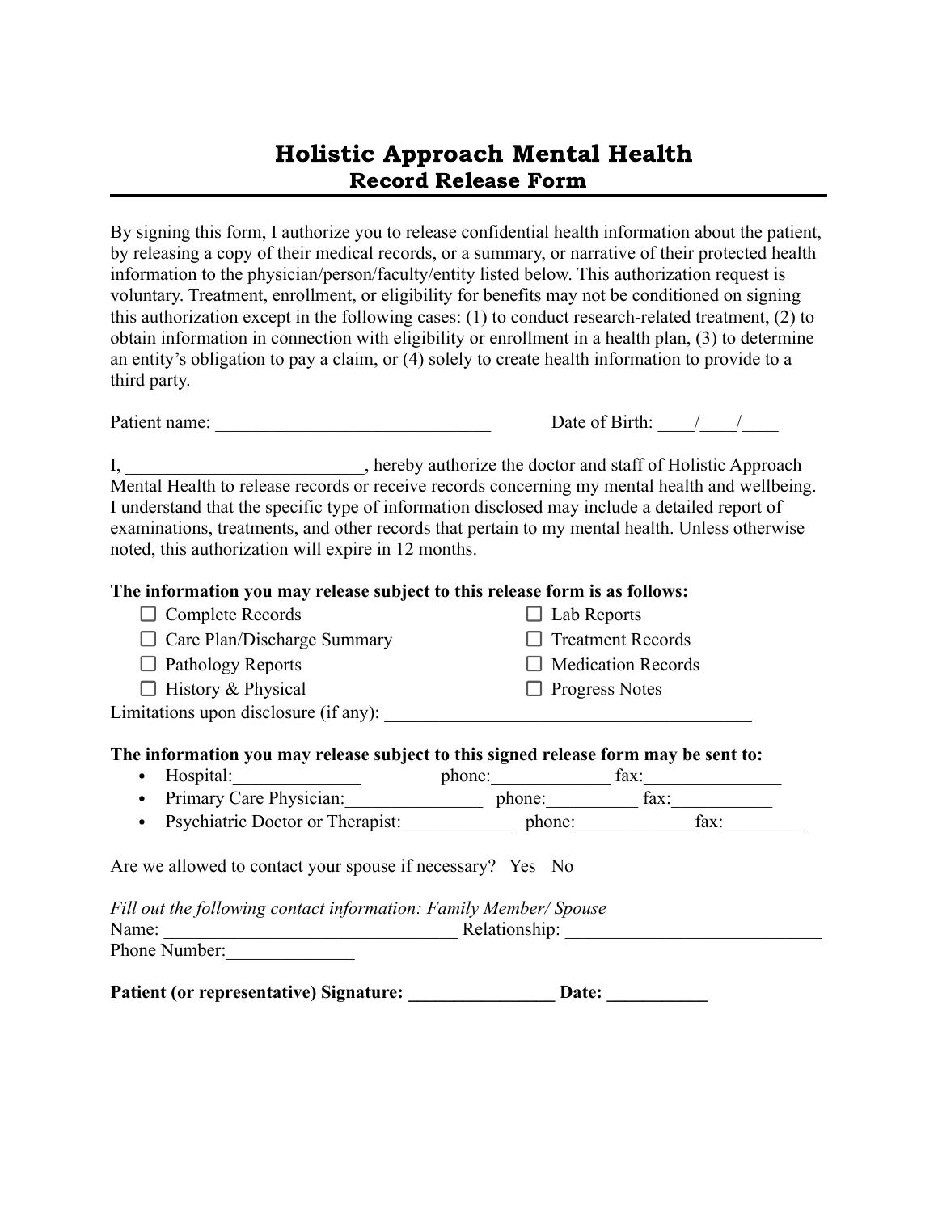# Holistic Approach Mental Health

## Record Release Form

By signing this form, I authorize you to release confidential health information about the patient, by releasing a copy of their medical records, or a summary, or narrative of their protected health information to the physician/person/faculty/entity listed below. This authorization request is voluntary. Treatment, enrollment, or eligibility for benefits may not be conditioned on signing this authorization except in the following cases: (1) to conduct research-related treatment, (2) to obtain information in connection with eligibility or enrollment in a health plan, (3) to determine an entity's obligation to pay a claim, or (4) solely to create health information to provide to a third party.

Patient name: ______________________________ Date of Birth: ____/____/____

I, _________________________, hereby authorize the doctor and staff of Holistic Approach Mental Health to release records or receive records concerning my mental health and wellbeing. I understand that the specific type of information disclosed may include a detailed report of examinations, treatments, and other records that pertain to my mental health. Unless otherwise noted, this authorization will expire in 12 months.

**The information you may release subject to this release form is as follows:**

- ☐ Complete Records
- ☐ Care Plan/Discharge Summary
- ☐ Pathology Reports
- ☐ History & Physical
- ☐ Lab Reports
- ☐ Treatment Records
- ☐ Medication Records
- ☐ Progress Notes

Limitations upon disclosure (if any): ________________________________________

**The information you may release subject to this signed release form may be sent to:**

- Hospital:______________ phone:_____________ fax:_______________
- Primary Care Physician:_______________ phone:__________ fax:___________
- Psychiatric Doctor or Therapist:____________ phone:_____________fax:_________

Are we allowed to contact your spouse if necessary? Yes No

*Fill out the following contact information: Family Member/ Spouse*

Name: _______________________________ Relationship: ___________________________

Phone Number:______________

**Patient (or representative) Signature: ________________ Date: ___________**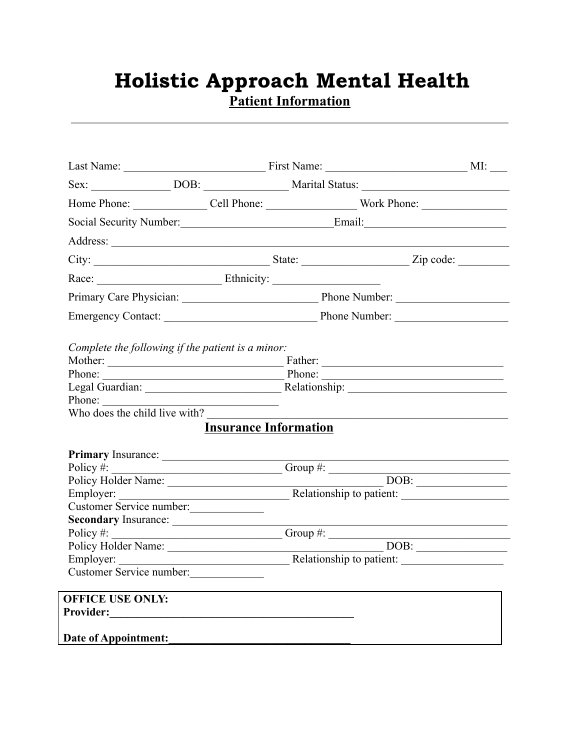# Holistic Approach Mental Health

## Patient Information

---

Last Name: __________________________ First Name: __________________________ MI: ___

Sex: ______________ DOB: _______________ Marital Status: ___________________________

Home Phone: _____________ Cell Phone: ________________ Work Phone: _______________

Social Security Number:___________________________Email:_________________________

Address: _____________________________________________________________________

City: _______________________________ State: ___________________ Zip code: _________

Race: ______________________ Ethnicity: ___________________

Primary Care Physician: ________________________ Phone Number: ____________________

Emergency Contact: ___________________________ Phone Number: ____________________

*Complete the following if the patient is a minor:*

Mother: _______________________________ Father: _________________________________

Phone: ________________________________ Phone: _________________________________

Legal Guardian: ________________________ Relationship: ____________________________

Phone: _______________________________

Who does the child live with? ____________________________________________________

## Insurance Information

**Primary** Insurance: ____________________________________________________________

Policy #: ______________________________ Group #: _______________________________

Policy Holder Name: ______________________________________ DOB: ________________

Employer: ______________________________ Relationship to patient: ___________________

Customer Service number:_____________

**Secondary** Insurance: __________________________________________________________

Policy #: ______________________________ Group #: _______________________________

Policy Holder Name: ______________________________________ DOB: ________________

Employer: ______________________________ Relationship to patient: __________________

Customer Service number:_____________

**OFFICE USE ONLY:**

**Provider:_____________________________________________**

**Date of Appointment:_________________________________**